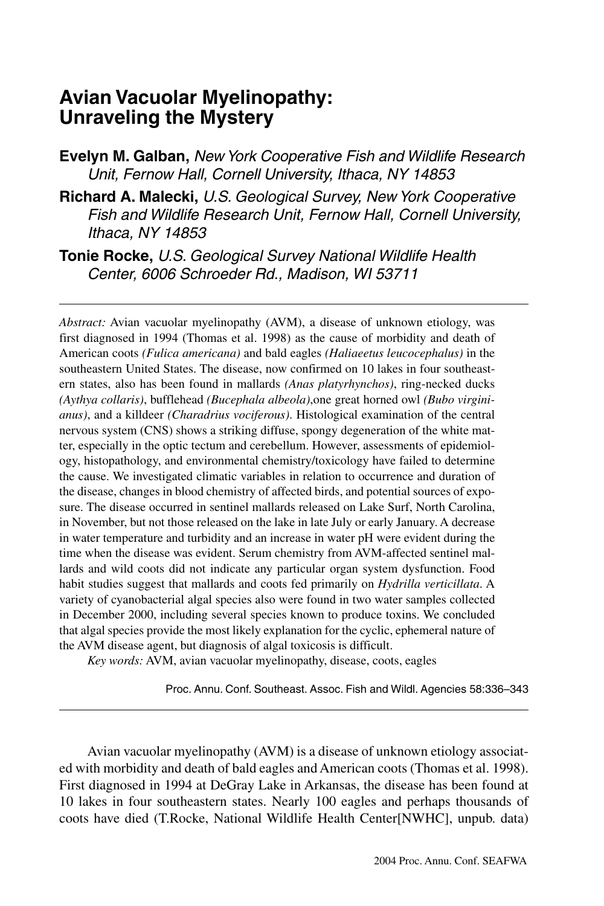# Avian Vacuolar Myelinopathy: Unraveling the Mystery

**Evelyn M. Galban,** *New York Cooperative Fish and Wildlife Research Unit, Fernow Hall, Cornell University, Ithaca, NY 14853*

**Richard A. Malecki,** *U.S. Geological Survey, New York Cooperative Fish and Wildlife Research Unit, Fernow Hall, Cornell University, Ithaca, NY 14853*

**Tonie Rocke,** *U.S. Geological Survey National Wildlife Health Center, 6006 Schroeder Rd., Madison, WI 53711*

*Abstract:* Avian vacuolar myelinopathy (AVM), a disease of unknown etiology, was first diagnosed in 1994 (Thomas et al. 1998) as the cause of morbidity and death of American coots *(Fulica americana)* and bald eagles *(Haliaeetus leucocephalus)* in the southeastern United States. The disease, now confirmed on 10 lakes in four southeastern states, also has been found in mallards *(Anas platyrhynchos)*, ring-necked ducks *(Aythya collaris)*, bufflehead *(Bucephala albeola)*,one great horned owl *(Bubo virginianus)*, and a killdeer *(Charadrius vociferous)*. Histological examination of the central nervous system (CNS) shows a striking diffuse, spongy degeneration of the white matter, especially in the optic tectum and cerebellum. However, assessments of epidemiology, histopathology, and environmental chemistry/toxicology have failed to determine the cause. We investigated climatic variables in relation to occurrence and duration of the disease, changes in blood chemistry of affected birds, and potential sources of exposure. The disease occurred in sentinel mallards released on Lake Surf, North Carolina, in November, but not those released on the lake in late July or early January. A decrease in water temperature and turbidity and an increase in water pH were evident during the time when the disease was evident. Serum chemistry from AVM-affected sentinel mallards and wild coots did not indicate any particular organ system dysfunction. Food habit studies suggest that mallards and coots fed primarily on *Hydrilla verticillata*. A variety of cyanobacterial algal species also were found in two water samples collected in December 2000, including several species known to produce toxins. We concluded that algal species provide the most likely explanation for the cyclic, ephemeral nature of the AVM disease agent, but diagnosis of algal toxicosis is difficult.

*Key words:* AVM, avian vacuolar myelinopathy, disease, coots, eagles

Proc. Annu. Conf. Southeast. Assoc. Fish and Wildl. Agencies 58:336–343

Avian vacuolar myelinopathy (AVM) is a disease of unknown etiology associated with morbidity and death of bald eagles and American coots (Thomas et al. 1998). First diagnosed in 1994 at DeGray Lake in Arkansas, the disease has been found at 10 lakes in four southeastern states. Nearly 100 eagles and perhaps thousands of coots have died (T.Rocke, National Wildlife Health Center[NWHC], unpub. data)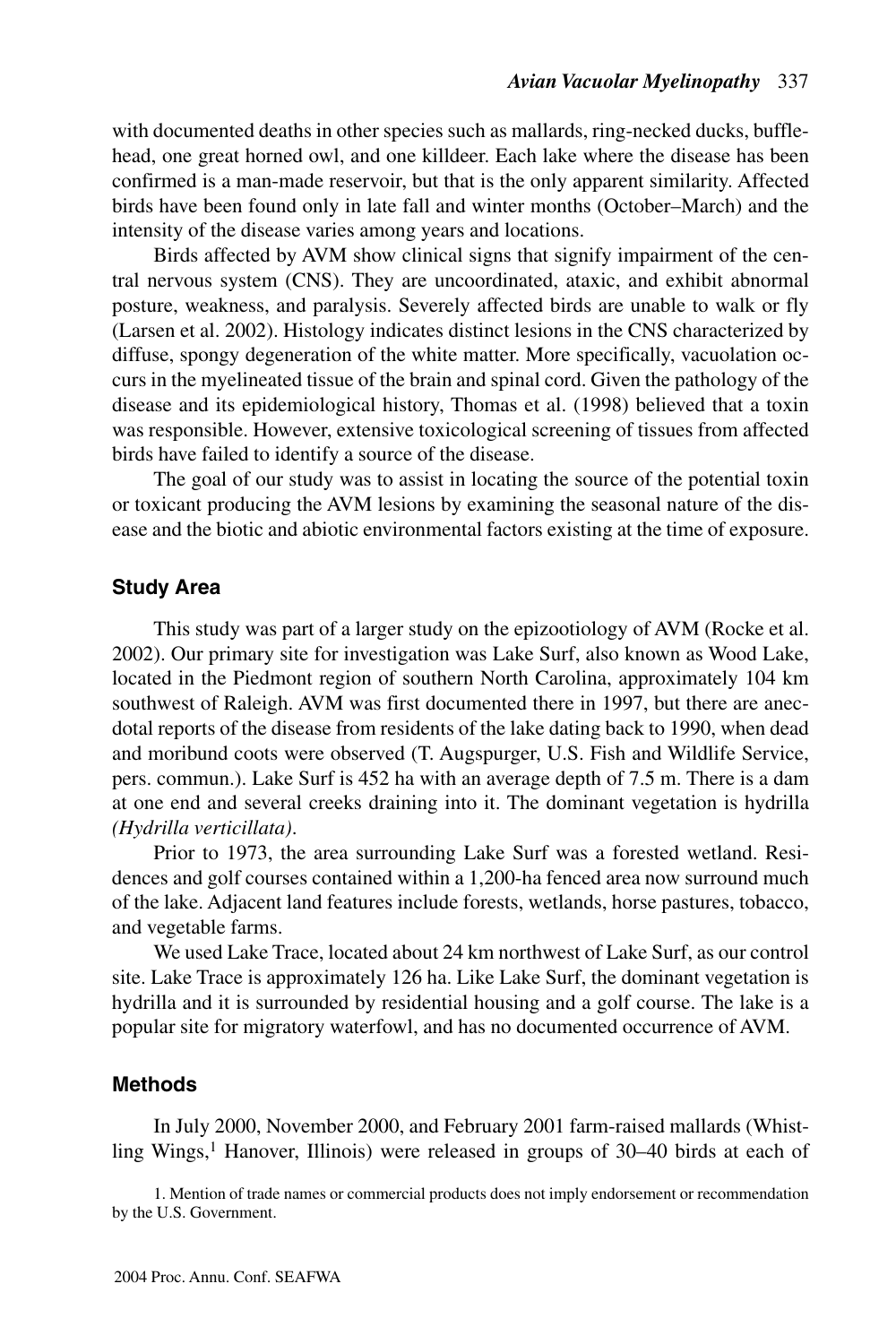with documented deaths in other species such as mallards, ring-necked ducks, bufflehead, one great horned owl, and one killdeer. Each lake where the disease has been confirmed is a man-made reservoir, but that is the only apparent similarity. Affected birds have been found only in late fall and winter months (October–March) and the intensity of the disease varies among years and locations.

Birds affected by AVM show clinical signs that signify impairment of the central nervous system (CNS). They are uncoordinated, ataxic, and exhibit abnormal posture, weakness, and paralysis. Severely affected birds are unable to walk or fly (Larsen et al. 2002). Histology indicates distinct lesions in the CNS characterized by diffuse, spongy degeneration of the white matter. More specifically, vacuolation occurs in the myelineated tissue of the brain and spinal cord. Given the pathology of the disease and its epidemiological history, Thomas et al. (1998) believed that a toxin was responsible. However, extensive toxicological screening of tissues from affected birds have failed to identify a source of the disease.

The goal of our study was to assist in locating the source of the potential toxin or toxicant producing the AVM lesions by examining the seasonal nature of the disease and the biotic and abiotic environmental factors existing at the time of exposure.

## Study Area

This study was part of a larger study on the epizootiology of AVM (Rocke et al. 2002). Our primary site for investigation was Lake Surf, also known as Wood Lake, located in the Piedmont region of southern North Carolina, approximately 104 km southwest of Raleigh. AVM was first documented there in 1997, but there are anecdotal reports of the disease from residents of the lake dating back to 1990, when dead and moribund coots were observed (T. Augspurger, U.S. Fish and Wildlife Service, pers. commun.). Lake Surf is 452 ha with an average depth of 7.5 m. There is a dam at one end and several creeks draining into it. The dominant vegetation is hydrilla *(Hydrilla verticillata)*.

Prior to 1973, the area surrounding Lake Surf was a forested wetland. Residences and golf courses contained within a 1,200-ha fenced area now surround much of the lake. Adjacent land features include forests, wetlands, horse pastures, tobacco, and vegetable farms.

We used Lake Trace, located about 24 km northwest of Lake Surf, as our control site. Lake Trace is approximately 126 ha. Like Lake Surf, the dominant vegetation is hydrilla and it is surrounded by residential housing and a golf course. The lake is a popular site for migratory waterfowl, and has no documented occurrence of AVM.

## Methods

In July 2000, November 2000, and February 2001 farm-raised mallards (Whistling Wings,[1] Hanover, Illinois) were released in groups of 30–40 birds at each of

1. Mention of trade names or commercial products does not imply endorsement or recommendation by the U.S. Government.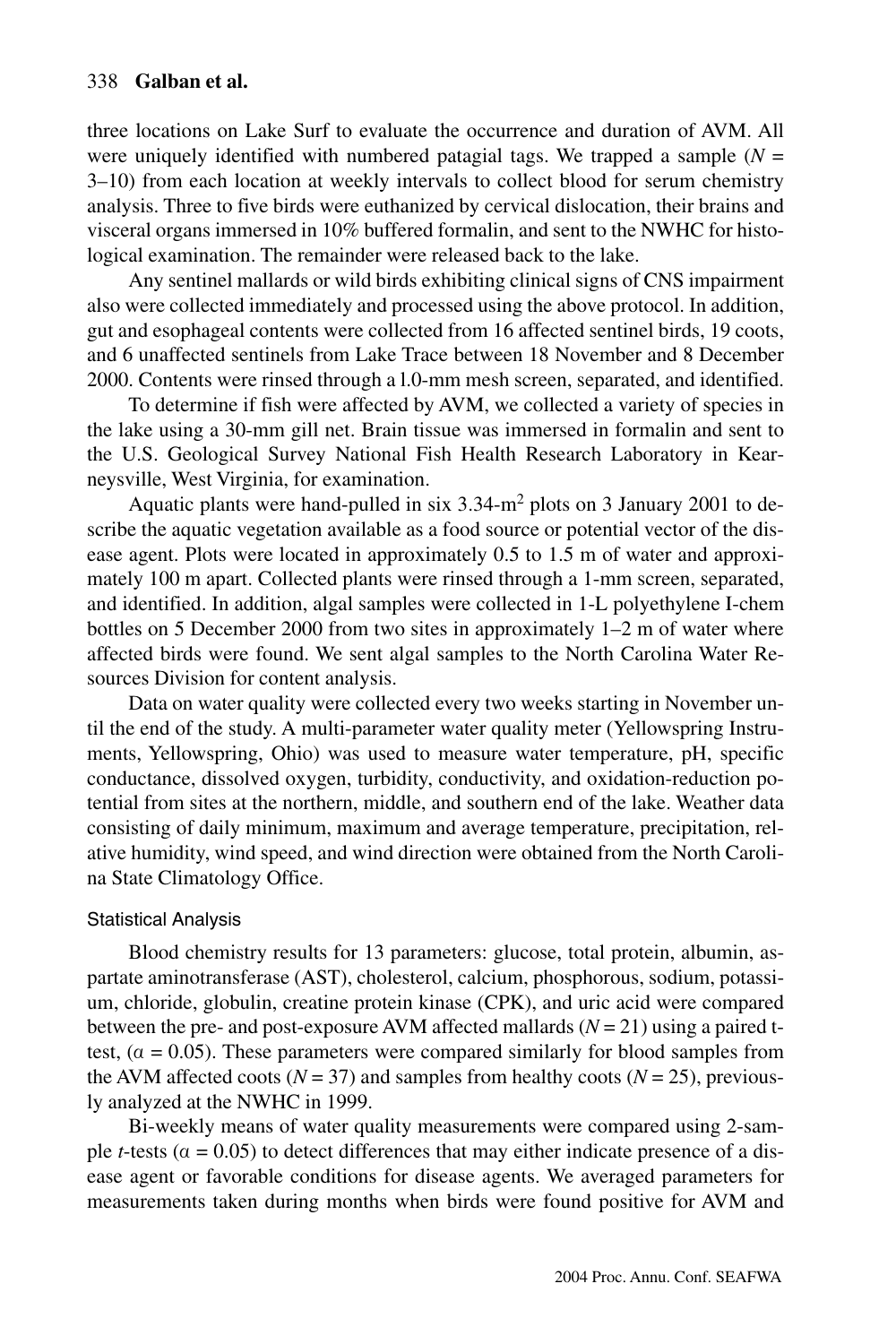three locations on Lake Surf to evaluate the occurrence and duration of AVM. All were uniquely identified with numbered patagial tags. We trapped a sample ($N$ = 3–10) from each location at weekly intervals to collect blood for serum chemistry analysis. Three to five birds were euthanized by cervical dislocation, their brains and visceral organs immersed in 10% buffered formalin, and sent to the NWHC for histological examination. The remainder were released back to the lake.

Any sentinel mallards or wild birds exhibiting clinical signs of CNS impairment also were collected immediately and processed using the above protocol. In addition, gut and esophageal contents were collected from 16 affected sentinel birds, 19 coots, and 6 unaffected sentinels from Lake Trace between 18 November and 8 December 2000. Contents were rinsed through a l.0-mm mesh screen, separated, and identified.

To determine if fish were affected by AVM, we collected a variety of species in the lake using a 30-mm gill net. Brain tissue was immersed in formalin and sent to the U.S. Geological Survey National Fish Health Research Laboratory in Kearneysville, West Virginia, for examination.

Aquatic plants were hand-pulled in six 3.34-m$^2$ plots on 3 January 2001 to describe the aquatic vegetation available as a food source or potential vector of the disease agent. Plots were located in approximately 0.5 to 1.5 m of water and approximately 100 m apart. Collected plants were rinsed through a 1-mm screen, separated, and identified. In addition, algal samples were collected in 1-L polyethylene I-chem bottles on 5 December 2000 from two sites in approximately 1–2 m of water where affected birds were found. We sent algal samples to the North Carolina Water Resources Division for content analysis.

Data on water quality were collected every two weeks starting in November until the end of the study. A multi-parameter water quality meter (Yellowspring Instruments, Yellowspring, Ohio) was used to measure water temperature, pH, specific conductance, dissolved oxygen, turbidity, conductivity, and oxidation-reduction potential from sites at the northern, middle, and southern end of the lake. Weather data consisting of daily minimum, maximum and average temperature, precipitation, relative humidity, wind speed, and wind direction were obtained from the North Carolina State Climatology Office.

### Statistical Analysis

Blood chemistry results for 13 parameters: glucose, total protein, albumin, aspartate aminotransferase (AST), cholesterol, calcium, phosphorous, sodium, potassium, chloride, globulin, creatine protein kinase (CPK), and uric acid were compared between the pre- and post-exposure AVM affected mallards ($N = 21$) using a paired t-test, ($\alpha = 0.05$). These parameters were compared similarly for blood samples from the AVM affected coots ($N = 37$) and samples from healthy coots ($N = 25$), previously analyzed at the NWHC in 1999.

Bi-weekly means of water quality measurements were compared using 2-sample $t$-tests ($\alpha = 0.05$) to detect differences that may either indicate presence of a disease agent or favorable conditions for disease agents. We averaged parameters for measurements taken during months when birds were found positive for AVM and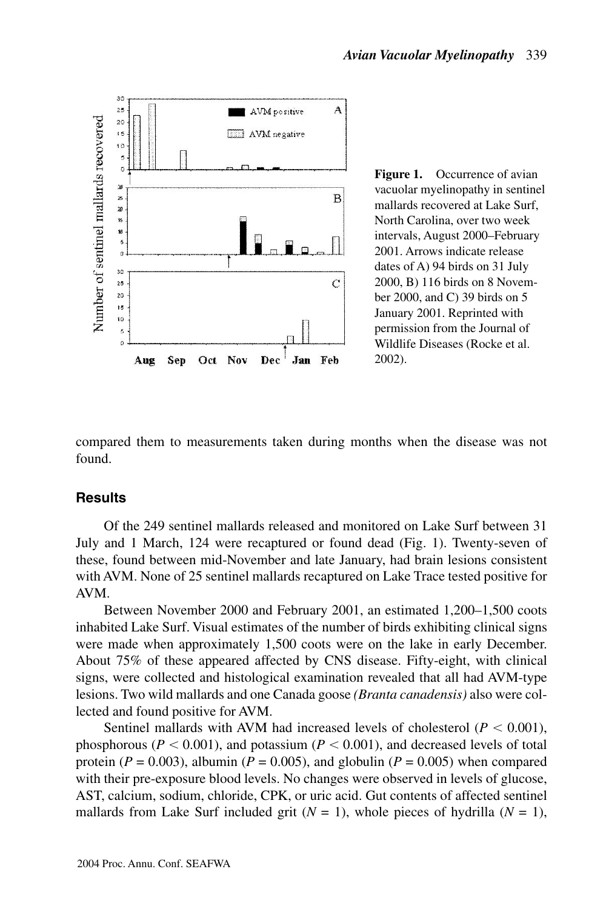**Figure 1.** Occurrence of avian vacuolar myelinopathy in sentinel mallards recovered at Lake Surf, North Carolina, over two week intervals, August 2000–February 2001. Arrows indicate release dates of A) 94 birds on 31 July 2000, B) 116 birds on 8 November 2000, and C) 39 birds on 5 January 2001. Reprinted with permission from the Journal of Wildlife Diseases (Rocke et al. 2002).

compared them to measurements taken during months when the disease was not found.

## Results

Of the 249 sentinel mallards released and monitored on Lake Surf between 31 July and 1 March, 124 were recaptured or found dead (Fig. 1). Twenty-seven of these, found between mid-November and late January, had brain lesions consistent with AVM. None of 25 sentinel mallards recaptured on Lake Trace tested positive for AVM.

Between November 2000 and February 2001, an estimated 1,200–1,500 coots inhabited Lake Surf. Visual estimates of the number of birds exhibiting clinical signs were made when approximately 1,500 coots were on the lake in early December. About 75% of these appeared affected by CNS disease. Fifty-eight, with clinical signs, were collected and histological examination revealed that all had AVM-type lesions. Two wild mallards and one Canada goose *(Branta canadensis)* also were collected and found positive for AVM.

Sentinel mallards with AVM had increased levels of cholesterol ($P < 0.001$), phosphorous ($P < 0.001$), and potassium ($P < 0.001$), and decreased levels of total protein ($P = 0.003$), albumin ($P = 0.005$), and globulin ($P = 0.005$) when compared with their pre-exposure blood levels. No changes were observed in levels of glucose, AST, calcium, sodium, chloride, CPK, or uric acid. Gut contents of affected sentinel mallards from Lake Surf included grit ($N = 1$), whole pieces of hydrilla ($N = 1$),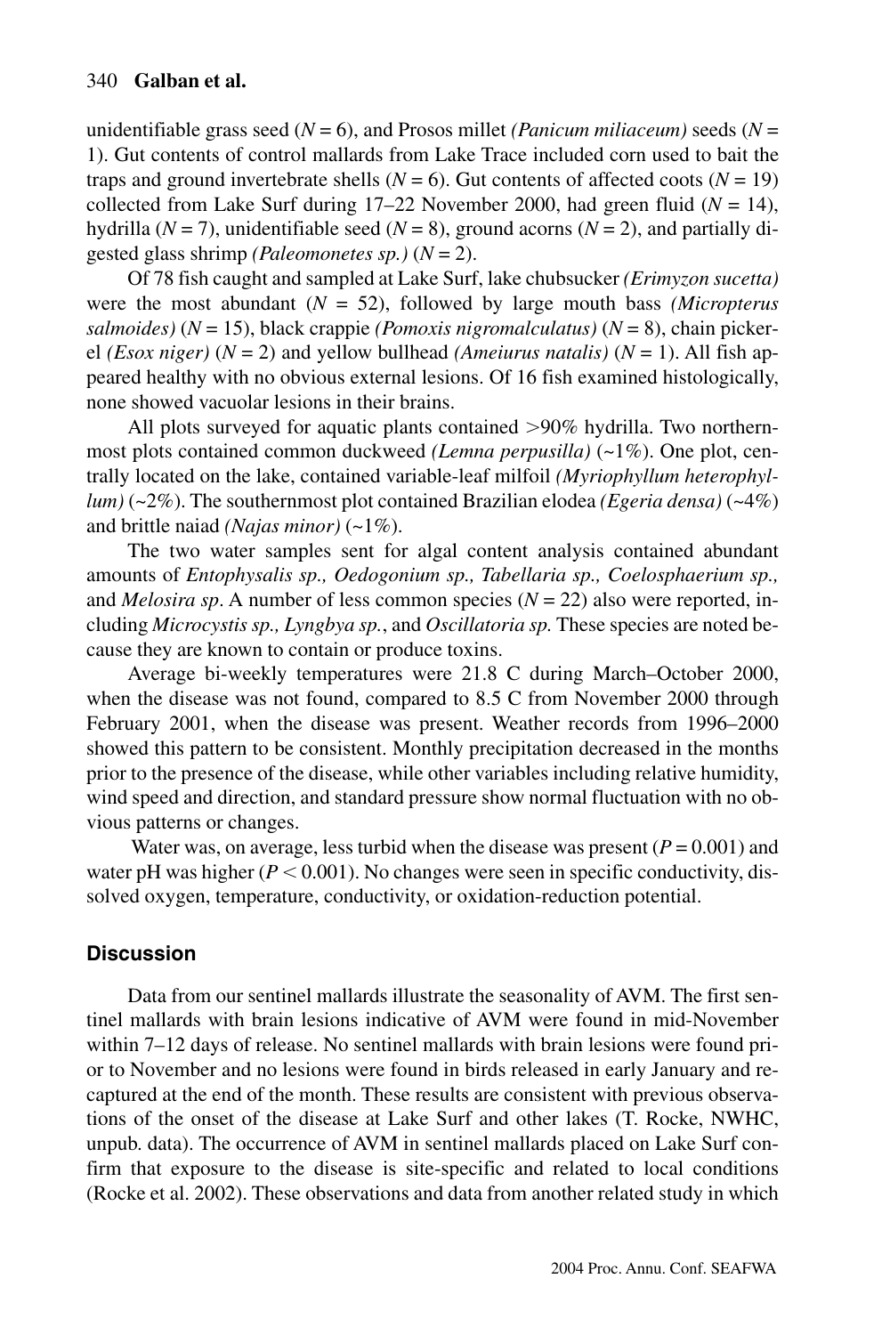unidentifiable grass seed ($N = 6$), and Prosos millet *(Panicum miliaceum)* seeds ($N = 1$). Gut contents of control mallards from Lake Trace included corn used to bait the traps and ground invertebrate shells ($N = 6$). Gut contents of affected coots ($N = 19$) collected from Lake Surf during 17–22 November 2000, had green fluid ($N = 14$), hydrilla ($N = 7$), unidentifiable seed ($N = 8$), ground acorns ($N = 2$), and partially digested glass shrimp *(Paleomonetes sp.)* ($N = 2$).

Of 78 fish caught and sampled at Lake Surf, lake chubsucker *(Erimyzon sucetta)* were the most abundant ($N = 52$), followed by large mouth bass *(Micropterus salmoides)* ($N = 15$), black crappie *(Pomoxis nigromalculatus)* ($N = 8$), chain pickerel *(Esox niger)* ($N = 2$) and yellow bullhead *(Ameiurus natalis)* ($N = 1$). All fish appeared healthy with no obvious external lesions. Of 16 fish examined histologically, none showed vacuolar lesions in their brains.

All plots surveyed for aquatic plants contained >90% hydrilla. Two northernmost plots contained common duckweed *(Lemna perpusilla)* (~1%). One plot, centrally located on the lake, contained variable-leaf milfoil *(Myriophyllum heterophyllum)* (~2%). The southernmost plot contained Brazilian elodea *(Egeria densa)* (~4%) and brittle naiad *(Najas minor)* (~1%).

The two water samples sent for algal content analysis contained abundant amounts of *Entophysalis sp., Oedogonium sp., Tabellaria sp., Coelosphaerium sp.,* and *Melosira sp*. A number of less common species ($N = 22$) also were reported, including *Microcystis sp., Lyngbya sp.*, and *Oscillatoria sp.* These species are noted because they are known to contain or produce toxins.

Average bi-weekly temperatures were 21.8 C during March–October 2000, when the disease was not found, compared to 8.5 C from November 2000 through February 2001, when the disease was present. Weather records from 1996–2000 showed this pattern to be consistent. Monthly precipitation decreased in the months prior to the presence of the disease, while other variables including relative humidity, wind speed and direction, and standard pressure show normal fluctuation with no obvious patterns or changes.

Water was, on average, less turbid when the disease was present ($P = 0.001$) and water pH was higher ($P < 0.001$). No changes were seen in specific conductivity, dissolved oxygen, temperature, conductivity, or oxidation-reduction potential.

## Discussion

Data from our sentinel mallards illustrate the seasonality of AVM. The first sentinel mallards with brain lesions indicative of AVM were found in mid-November within 7–12 days of release. No sentinel mallards with brain lesions were found prior to November and no lesions were found in birds released in early January and recaptured at the end of the month. These results are consistent with previous observations of the onset of the disease at Lake Surf and other lakes (T. Rocke, NWHC, unpub. data). The occurrence of AVM in sentinel mallards placed on Lake Surf confirm that exposure to the disease is site-specific and related to local conditions (Rocke et al. 2002). These observations and data from another related study in which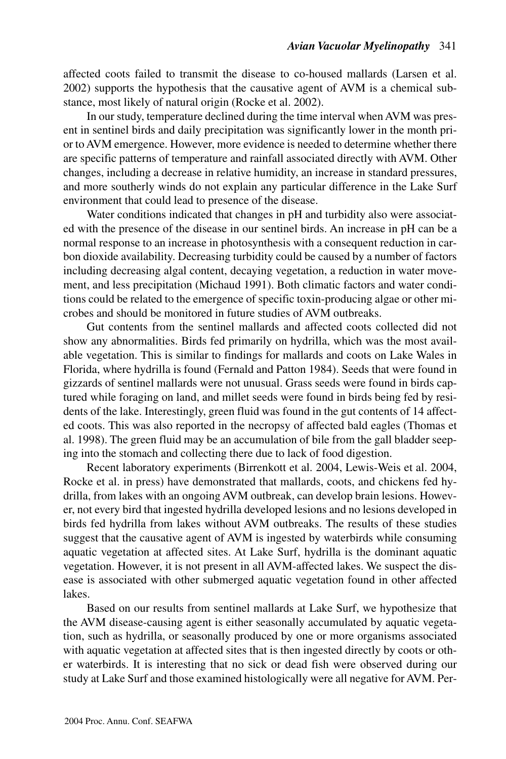affected coots failed to transmit the disease to co-housed mallards (Larsen et al. 2002) supports the hypothesis that the causative agent of AVM is a chemical substance, most likely of natural origin (Rocke et al. 2002).

In our study, temperature declined during the time interval when AVM was present in sentinel birds and daily precipitation was significantly lower in the month prior to AVM emergence. However, more evidence is needed to determine whether there are specific patterns of temperature and rainfall associated directly with AVM. Other changes, including a decrease in relative humidity, an increase in standard pressures, and more southerly winds do not explain any particular difference in the Lake Surf environment that could lead to presence of the disease.

Water conditions indicated that changes in pH and turbidity also were associated with the presence of the disease in our sentinel birds. An increase in pH can be a normal response to an increase in photosynthesis with a consequent reduction in carbon dioxide availability. Decreasing turbidity could be caused by a number of factors including decreasing algal content, decaying vegetation, a reduction in water movement, and less precipitation (Michaud 1991). Both climatic factors and water conditions could be related to the emergence of specific toxin-producing algae or other microbes and should be monitored in future studies of AVM outbreaks.

Gut contents from the sentinel mallards and affected coots collected did not show any abnormalities. Birds fed primarily on hydrilla, which was the most available vegetation. This is similar to findings for mallards and coots on Lake Wales in Florida, where hydrilla is found (Fernald and Patton 1984). Seeds that were found in gizzards of sentinel mallards were not unusual. Grass seeds were found in birds captured while foraging on land, and millet seeds were found in birds being fed by residents of the lake. Interestingly, green fluid was found in the gut contents of 14 affected coots. This was also reported in the necropsy of affected bald eagles (Thomas et al. 1998). The green fluid may be an accumulation of bile from the gall bladder seeping into the stomach and collecting there due to lack of food digestion.

Recent laboratory experiments (Birrenkott et al. 2004, Lewis-Weis et al. 2004, Rocke et al. in press) have demonstrated that mallards, coots, and chickens fed hydrilla, from lakes with an ongoing AVM outbreak, can develop brain lesions. However, not every bird that ingested hydrilla developed lesions and no lesions developed in birds fed hydrilla from lakes without AVM outbreaks. The results of these studies suggest that the causative agent of AVM is ingested by waterbirds while consuming aquatic vegetation at affected sites. At Lake Surf, hydrilla is the dominant aquatic vegetation. However, it is not present in all AVM-affected lakes. We suspect the disease is associated with other submerged aquatic vegetation found in other affected lakes.

Based on our results from sentinel mallards at Lake Surf, we hypothesize that the AVM disease-causing agent is either seasonally accumulated by aquatic vegetation, such as hydrilla, or seasonally produced by one or more organisms associated with aquatic vegetation at affected sites that is then ingested directly by coots or other waterbirds. It is interesting that no sick or dead fish were observed during our study at Lake Surf and those examined histologically were all negative for AVM. Per-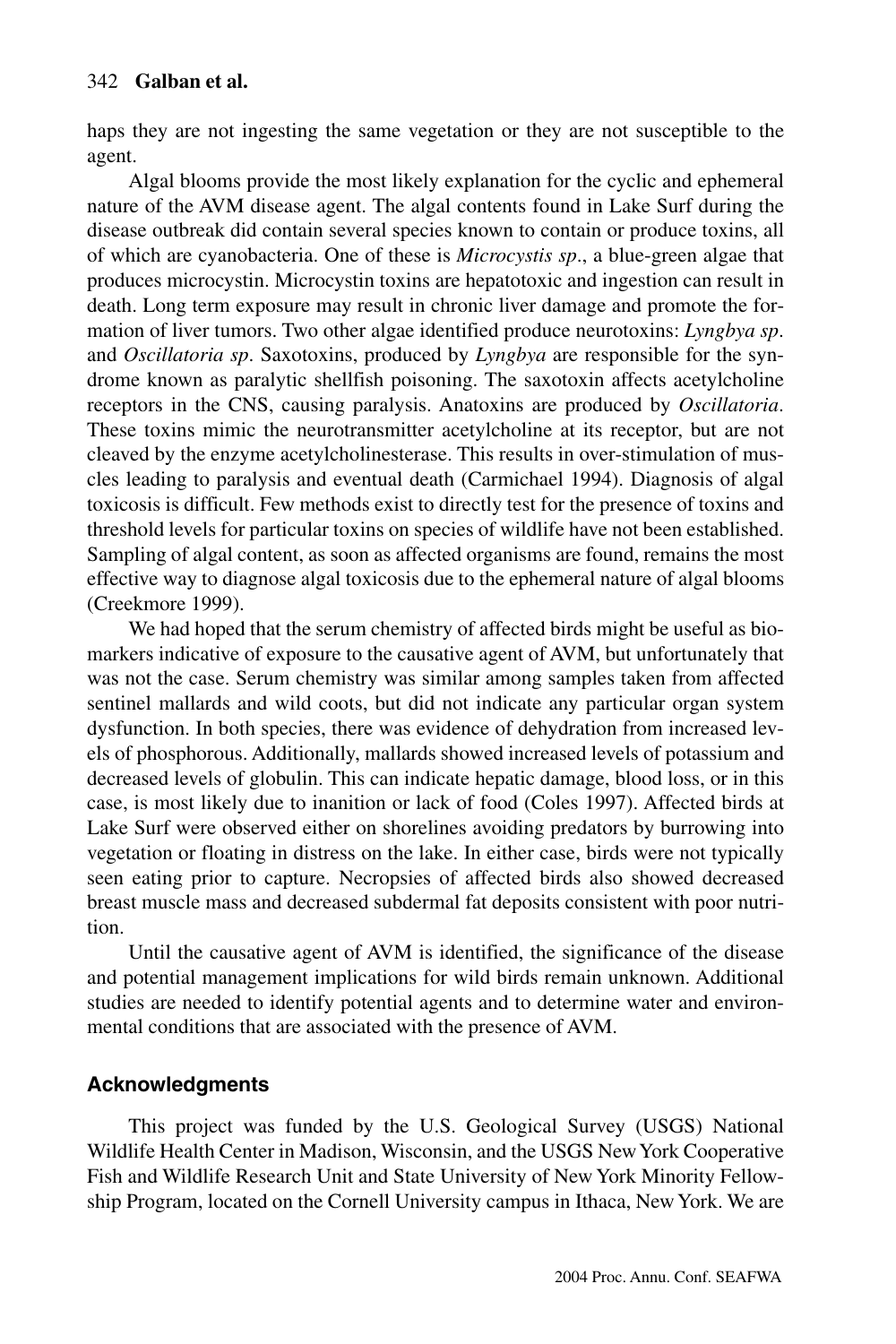haps they are not ingesting the same vegetation or they are not susceptible to the agent.

Algal blooms provide the most likely explanation for the cyclic and ephemeral nature of the AVM disease agent. The algal contents found in Lake Surf during the disease outbreak did contain several species known to contain or produce toxins, all of which are cyanobacteria. One of these is *Microcystis sp*., a blue-green algae that produces microcystin. Microcystin toxins are hepatotoxic and ingestion can result in death. Long term exposure may result in chronic liver damage and promote the formation of liver tumors. Two other algae identified produce neurotoxins: *Lyngbya sp*. and *Oscillatoria sp*. Saxotoxins, produced by *Lyngbya* are responsible for the syndrome known as paralytic shellfish poisoning. The saxotoxin affects acetylcholine receptors in the CNS, causing paralysis. Anatoxins are produced by *Oscillatoria*. These toxins mimic the neurotransmitter acetylcholine at its receptor, but are not cleaved by the enzyme acetylcholinesterase. This results in over-stimulation of muscles leading to paralysis and eventual death (Carmichael 1994). Diagnosis of algal toxicosis is difficult. Few methods exist to directly test for the presence of toxins and threshold levels for particular toxins on species of wildlife have not been established. Sampling of algal content, as soon as affected organisms are found, remains the most effective way to diagnose algal toxicosis due to the ephemeral nature of algal blooms (Creekmore 1999).

We had hoped that the serum chemistry of affected birds might be useful as biomarkers indicative of exposure to the causative agent of AVM, but unfortunately that was not the case. Serum chemistry was similar among samples taken from affected sentinel mallards and wild coots, but did not indicate any particular organ system dysfunction. In both species, there was evidence of dehydration from increased levels of phosphorous. Additionally, mallards showed increased levels of potassium and decreased levels of globulin. This can indicate hepatic damage, blood loss, or in this case, is most likely due to inanition or lack of food (Coles 1997). Affected birds at Lake Surf were observed either on shorelines avoiding predators by burrowing into vegetation or floating in distress on the lake. In either case, birds were not typically seen eating prior to capture. Necropsies of affected birds also showed decreased breast muscle mass and decreased subdermal fat deposits consistent with poor nutrition.

Until the causative agent of AVM is identified, the significance of the disease and potential management implications for wild birds remain unknown. Additional studies are needed to identify potential agents and to determine water and environmental conditions that are associated with the presence of AVM.

## Acknowledgments

This project was funded by the U.S. Geological Survey (USGS) National Wildlife Health Center in Madison, Wisconsin, and the USGS New York Cooperative Fish and Wildlife Research Unit and State University of New York Minority Fellowship Program, located on the Cornell University campus in Ithaca, New York. We are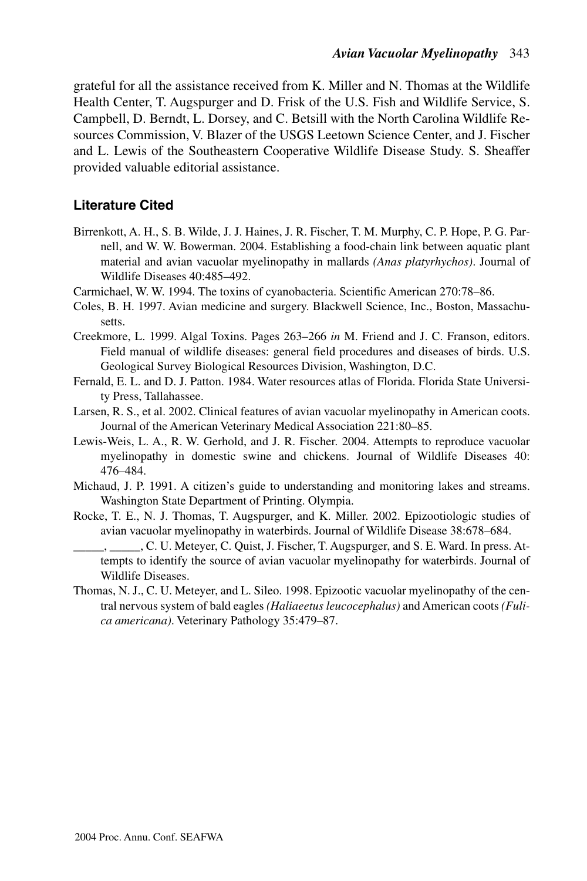grateful for all the assistance received from K. Miller and N. Thomas at the Wildlife Health Center, T. Augspurger and D. Frisk of the U.S. Fish and Wildlife Service, S. Campbell, D. Berndt, L. Dorsey, and C. Betsill with the North Carolina Wildlife Resources Commission, V. Blazer of the USGS Leetown Science Center, and J. Fischer and L. Lewis of the Southeastern Cooperative Wildlife Disease Study. S. Sheaffer provided valuable editorial assistance.

## Literature Cited

Birrenkott, A. H., S. B. Wilde, J. J. Haines, J. R. Fischer, T. M. Murphy, C. P. Hope, P. G. Parnell, and W. W. Bowerman. 2004. Establishing a food-chain link between aquatic plant material and avian vacuolar myelinopathy in mallards *(Anas platyrhychos)*. Journal of Wildlife Diseases 40:485–492.

Carmichael, W. W. 1994. The toxins of cyanobacteria. Scientific American 270:78–86.

Coles, B. H. 1997. Avian medicine and surgery. Blackwell Science, Inc., Boston, Massachusetts.

Creekmore, L. 1999. Algal Toxins. Pages 263–266 *in* M. Friend and J. C. Franson, editors. Field manual of wildlife diseases: general field procedures and diseases of birds. U.S. Geological Survey Biological Resources Division, Washington, D.C.

Fernald, E. L. and D. J. Patton. 1984. Water resources atlas of Florida. Florida State University Press, Tallahassee.

Larsen, R. S., et al. 2002. Clinical features of avian vacuolar myelinopathy in American coots. Journal of the American Veterinary Medical Association 221:80–85.

Lewis-Weis, L. A., R. W. Gerhold, and J. R. Fischer. 2004. Attempts to reproduce vacuolar myelinopathy in domestic swine and chickens. Journal of Wildlife Diseases 40: 476–484.

Michaud, J. P. 1991. A citizen's guide to understanding and monitoring lakes and streams. Washington State Department of Printing. Olympia.

Rocke, T. E., N. J. Thomas, T. Augspurger, and K. Miller. 2002. Epizootiologic studies of avian vacuolar myelinopathy in waterbirds. Journal of Wildlife Disease 38:678–684.

_____, _____, C. U. Meteyer, C. Quist, J. Fischer, T. Augspurger, and S. E. Ward. In press. Attempts to identify the source of avian vacuolar myelinopathy for waterbirds. Journal of Wildlife Diseases.

Thomas, N. J., C. U. Meteyer, and L. Sileo. 1998. Epizootic vacuolar myelinopathy of the central nervous system of bald eagles *(Haliaeetus leucocephalus)* and American coots *(Fulica americana)*. Veterinary Pathology 35:479–87.